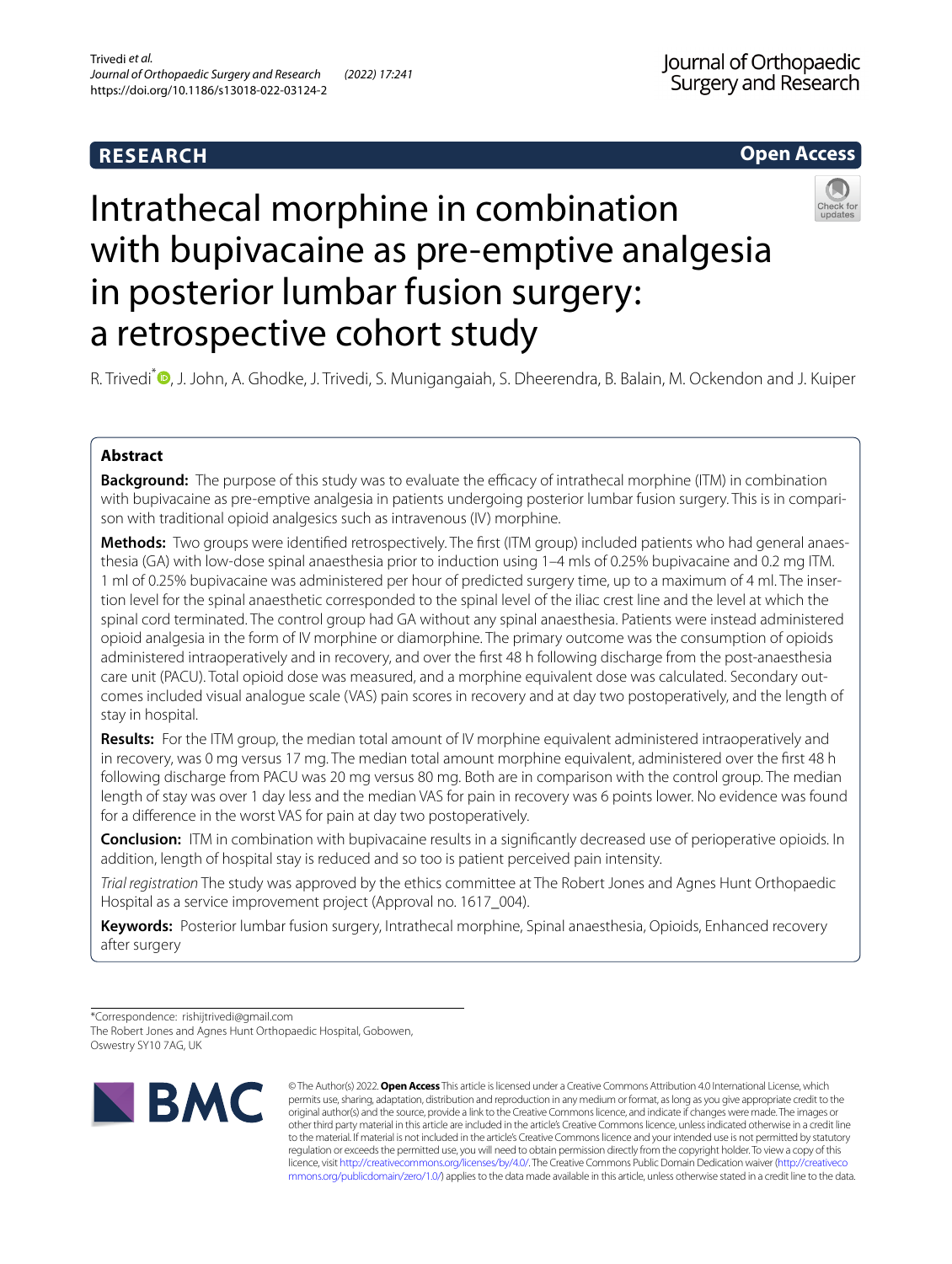RESEARCH

Open Access

# Intrathecal morphine in combination with bupivacaine as pre-emptive analgesia in posterior lumbar fusion surgery: a retrospective cohort study

R. Trivedi*, J. John, A. Ghodke, J. Trivedi, S. Munigangaiah, S. Dheerendra, B. Balain, M. Ockendon and J. Kuiper

## Abstract

**Background:** The purpose of this study was to evaluate the efficacy of intrathecal morphine (ITM) in combination with bupivacaine as pre-emptive analgesia in patients undergoing posterior lumbar fusion surgery. This is in comparison with traditional opioid analgesics such as intravenous (IV) morphine.

**Methods:** Two groups were identified retrospectively. The first (ITM group) included patients who had general anaesthesia (GA) with low-dose spinal anaesthesia prior to induction using 1–4 mls of 0.25% bupivacaine and 0.2 mg ITM. 1 ml of 0.25% bupivacaine was administered per hour of predicted surgery time, up to a maximum of 4 ml. The insertion level for the spinal anaesthetic corresponded to the spinal level of the iliac crest line and the level at which the spinal cord terminated. The control group had GA without any spinal anaesthesia. Patients were instead administered opioid analgesia in the form of IV morphine or diamorphine. The primary outcome was the consumption of opioids administered intraoperatively and in recovery, and over the first 48 h following discharge from the post-anaesthesia care unit (PACU). Total opioid dose was measured, and a morphine equivalent dose was calculated. Secondary outcomes included visual analogue scale (VAS) pain scores in recovery and at day two postoperatively, and the length of stay in hospital.

**Results:** For the ITM group, the median total amount of IV morphine equivalent administered intraoperatively and in recovery, was 0 mg versus 17 mg. The median total amount morphine equivalent, administered over the first 48 h following discharge from PACU was 20 mg versus 80 mg. Both are in comparison with the control group. The median length of stay was over 1 day less and the median VAS for pain in recovery was 6 points lower. No evidence was found for a difference in the worst VAS for pain at day two postoperatively.

**Conclusion:** ITM in combination with bupivacaine results in a significantly decreased use of perioperative opioids. In addition, length of hospital stay is reduced and so too is patient perceived pain intensity.

*Trial registration* The study was approved by the ethics committee at The Robert Jones and Agnes Hunt Orthopaedic Hospital as a service improvement project (Approval no. 1617_004).

**Keywords:** Posterior lumbar fusion surgery, Intrathecal morphine, Spinal anaesthesia, Opioids, Enhanced recovery after surgery

*Correspondence: rishijtrivedi@gmail.com
The Robert Jones and Agnes Hunt Orthopaedic Hospital, Gobowen, Oswestry SY10 7AG, UK

© The Author(s) 2022. **Open Access** This article is licensed under a Creative Commons Attribution 4.0 International License, which permits use, sharing, adaptation, distribution and reproduction in any medium or format, as long as you give appropriate credit to the original author(s) and the source, provide a link to the Creative Commons licence, and indicate if changes were made. The images or other third party material in this article are included in the article's Creative Commons licence, unless indicated otherwise in a credit line to the material. If material is not included in the article's Creative Commons licence and your intended use is not permitted by statutory regulation or exceeds the permitted use, you will need to obtain permission directly from the copyright holder. To view a copy of this licence, visit http://creativecommons.org/licenses/by/4.0/. The Creative Commons Public Domain Dedication waiver (http://creativecommons.org/publicdomain/zero/1.0/) applies to the data made available in this article, unless otherwise stated in a credit line to the data.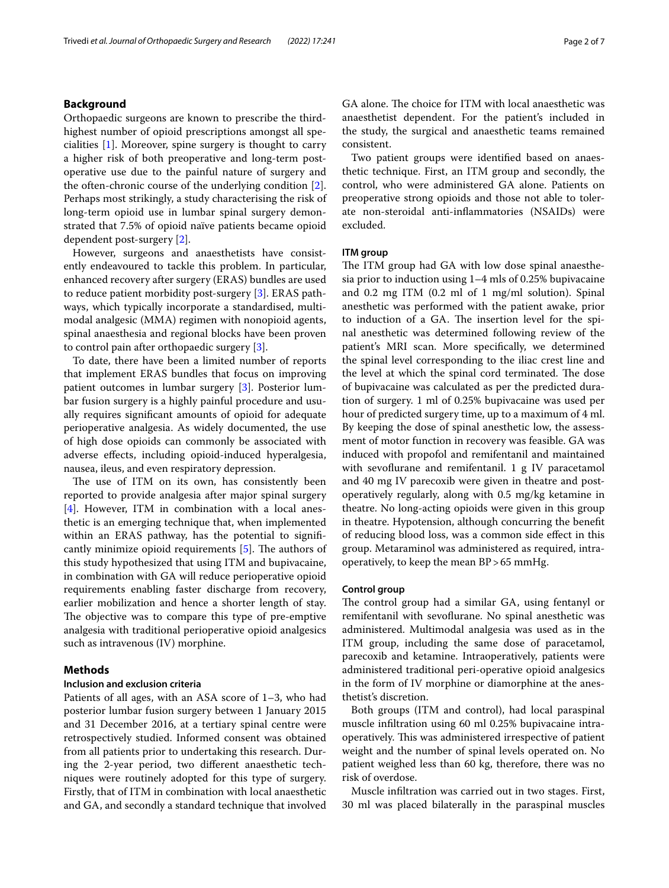## Background

Orthopaedic surgeons are known to prescribe the third-highest number of opioid prescriptions amongst all specialities [1]. Moreover, spine surgery is thought to carry a higher risk of both preoperative and long-term post-operative use due to the painful nature of surgery and the often-chronic course of the underlying condition [2]. Perhaps most strikingly, a study characterising the risk of long-term opioid use in lumbar spinal surgery demonstrated that 7.5% of opioid naïve patients became opioid dependent post-surgery [2].

However, surgeons and anaesthetists have consistently endeavoured to tackle this problem. In particular, enhanced recovery after surgery (ERAS) bundles are used to reduce patient morbidity post-surgery [3]. ERAS pathways, which typically incorporate a standardised, multimodal analgesic (MMA) regimen with nonopioid agents, spinal anaesthesia and regional blocks have been proven to control pain after orthopaedic surgery [3].

To date, there have been a limited number of reports that implement ERAS bundles that focus on improving patient outcomes in lumbar surgery [3]. Posterior lumbar fusion surgery is a highly painful procedure and usually requires significant amounts of opioid for adequate perioperative analgesia. As widely documented, the use of high dose opioids can commonly be associated with adverse effects, including opioid-induced hyperalgesia, nausea, ileus, and even respiratory depression.

The use of ITM on its own, has consistently been reported to provide analgesia after major spinal surgery [4]. However, ITM in combination with a local anesthetic is an emerging technique that, when implemented within an ERAS pathway, has the potential to significantly minimize opioid requirements [5]. The authors of this study hypothesized that using ITM and bupivacaine, in combination with GA will reduce perioperative opioid requirements enabling faster discharge from recovery, earlier mobilization and hence a shorter length of stay. The objective was to compare this type of pre-emptive analgesia with traditional perioperative opioid analgesics such as intravenous (IV) morphine.

## Methods

### Inclusion and exclusion criteria

Patients of all ages, with an ASA score of 1–3, who had posterior lumbar fusion surgery between 1 January 2015 and 31 December 2016, at a tertiary spinal centre were retrospectively studied. Informed consent was obtained from all patients prior to undertaking this research. During the 2-year period, two different anaesthetic techniques were routinely adopted for this type of surgery. Firstly, that of ITM in combination with local anaesthetic and GA, and secondly a standard technique that involved GA alone. The choice for ITM with local anaesthetic was anaesthetist dependent. For the patient's included in the study, the surgical and anaesthetic teams remained consistent.

Two patient groups were identified based on anaesthetic technique. First, an ITM group and secondly, the control, who were administered GA alone. Patients on preoperative strong opioids and those not able to tolerate non-steroidal anti-inflammatories (NSAIDs) were excluded.

### ITM group

The ITM group had GA with low dose spinal anaesthesia prior to induction using 1–4 mls of 0.25% bupivacaine and 0.2 mg ITM (0.2 ml of 1 mg/ml solution). Spinal anesthetic was performed with the patient awake, prior to induction of a GA. The insertion level for the spinal anesthetic was determined following review of the patient's MRI scan. More specifically, we determined the spinal level corresponding to the iliac crest line and the level at which the spinal cord terminated. The dose of bupivacaine was calculated as per the predicted duration of surgery. 1 ml of 0.25% bupivacaine was used per hour of predicted surgery time, up to a maximum of 4 ml. By keeping the dose of spinal anesthetic low, the assessment of motor function in recovery was feasible. GA was induced with propofol and remifentanil and maintained with sevoflurane and remifentanil. 1 g IV paracetamol and 40 mg IV parecoxib were given in theatre and post-operatively regularly, along with 0.5 mg/kg ketamine in theatre. No long-acting opioids were given in this group in theatre. Hypotension, although concurring the benefit of reducing blood loss, was a common side effect in this group. Metaraminol was administered as required, intra-operatively, to keep the mean BP > 65 mmHg.

### Control group

The control group had a similar GA, using fentanyl or remifentanil with sevoflurane. No spinal anesthetic was administered. Multimodal analgesia was used as in the ITM group, including the same dose of paracetamol, parecoxib and ketamine. Intraoperatively, patients were administered traditional peri-operative opioid analgesics in the form of IV morphine or diamorphine at the anesthetist's discretion.

Both groups (ITM and control), had local paraspinal muscle infiltration using 60 ml 0.25% bupivacaine intra-operatively. This was administered irrespective of patient weight and the number of spinal levels operated on. No patient weighed less than 60 kg, therefore, there was no risk of overdose.

Muscle infiltration was carried out in two stages. First, 30 ml was placed bilaterally in the paraspinal muscles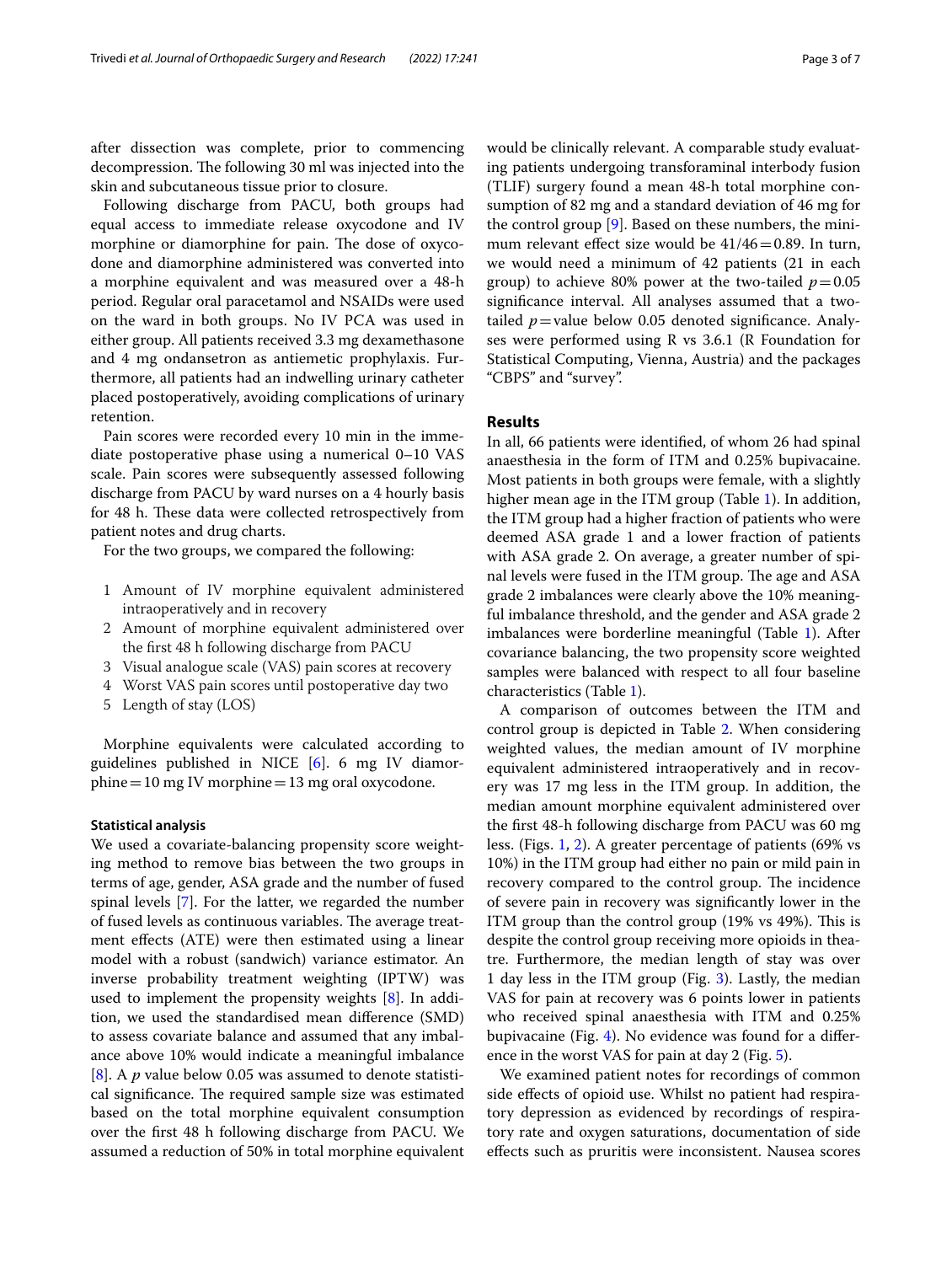after dissection was complete, prior to commencing decompression. The following 30 ml was injected into the skin and subcutaneous tissue prior to closure.

Following discharge from PACU, both groups had equal access to immediate release oxycodone and IV morphine or diamorphine for pain. The dose of oxycodone and diamorphine administered was converted into a morphine equivalent and was measured over a 48-h period. Regular oral paracetamol and NSAIDs were used on the ward in both groups. No IV PCA was used in either group. All patients received 3.3 mg dexamethasone and 4 mg ondansetron as antiemetic prophylaxis. Furthermore, all patients had an indwelling urinary catheter placed postoperatively, avoiding complications of urinary retention.

Pain scores were recorded every 10 min in the immediate postoperative phase using a numerical 0–10 VAS scale. Pain scores were subsequently assessed following discharge from PACU by ward nurses on a 4 hourly basis for 48 h. These data were collected retrospectively from patient notes and drug charts.

For the two groups, we compared the following:

1. Amount of IV morphine equivalent administered intraoperatively and in recovery
2. Amount of morphine equivalent administered over the first 48 h following discharge from PACU
3. Visual analogue scale (VAS) pain scores at recovery
4. Worst VAS pain scores until postoperative day two
5. Length of stay (LOS)

Morphine equivalents were calculated according to guidelines published in NICE [6]. 6 mg IV diamorphine = 10 mg IV morphine = 13 mg oral oxycodone.

### Statistical analysis

We used a covariate-balancing propensity score weighting method to remove bias between the two groups in terms of age, gender, ASA grade and the number of fused spinal levels [7]. For the latter, we regarded the number of fused levels as continuous variables. The average treatment effects (ATE) were then estimated using a linear model with a robust (sandwich) variance estimator. An inverse probability treatment weighting (IPTW) was used to implement the propensity weights [8]. In addition, we used the standardised mean difference (SMD) to assess covariate balance and assumed that any imbalance above 10% would indicate a meaningful imbalance [8]. A $p$ value below 0.05 was assumed to denote statistical significance. The required sample size was estimated based on the total morphine equivalent consumption over the first 48 h following discharge from PACU. We assumed a reduction of 50% in total morphine equivalent would be clinically relevant. A comparable study evaluating patients undergoing transforaminal interbody fusion (TLIF) surgery found a mean 48-h total morphine consumption of 82 mg and a standard deviation of 46 mg for the control group [9]. Based on these numbers, the minimum relevant effect size would be $41/46 = 0.89$. In turn, we would need a minimum of 42 patients (21 in each group) to achieve 80% power at the two-tailed $p = 0.05$ significance interval. All analyses assumed that a two-tailed $p$ = value below 0.05 denoted significance. Analyses were performed using R vs 3.6.1 (R Foundation for Statistical Computing, Vienna, Austria) and the packages "CBPS" and "survey".

## Results

In all, 66 patients were identified, of whom 26 had spinal anaesthesia in the form of ITM and 0.25% bupivacaine. Most patients in both groups were female, with a slightly higher mean age in the ITM group (Table 1). In addition, the ITM group had a higher fraction of patients who were deemed ASA grade 1 and a lower fraction of patients with ASA grade 2. On average, a greater number of spinal levels were fused in the ITM group. The age and ASA grade 2 imbalances were clearly above the 10% meaningful imbalance threshold, and the gender and ASA grade 2 imbalances were borderline meaningful (Table 1). After covariance balancing, the two propensity score weighted samples were balanced with respect to all four baseline characteristics (Table 1).

A comparison of outcomes between the ITM and control group is depicted in Table 2. When considering weighted values, the median amount of IV morphine equivalent administered intraoperatively and in recovery was 17 mg less in the ITM group. In addition, the median amount morphine equivalent administered over the first 48-h following discharge from PACU was 60 mg less. (Figs. 1, 2). A greater percentage of patients (69% vs 10%) in the ITM group had either no pain or mild pain in recovery compared to the control group. The incidence of severe pain in recovery was significantly lower in the ITM group than the control group (19% vs 49%). This is despite the control group receiving more opioids in theatre. Furthermore, the median length of stay was over 1 day less in the ITM group (Fig. 3). Lastly, the median VAS for pain at recovery was 6 points lower in patients who received spinal anaesthesia with ITM and 0.25% bupivacaine (Fig. 4). No evidence was found for a difference in the worst VAS for pain at day 2 (Fig. 5).

We examined patient notes for recordings of common side effects of opioid use. Whilst no patient had respiratory depression as evidenced by recordings of respiratory rate and oxygen saturations, documentation of side effects such as pruritis were inconsistent. Nausea scores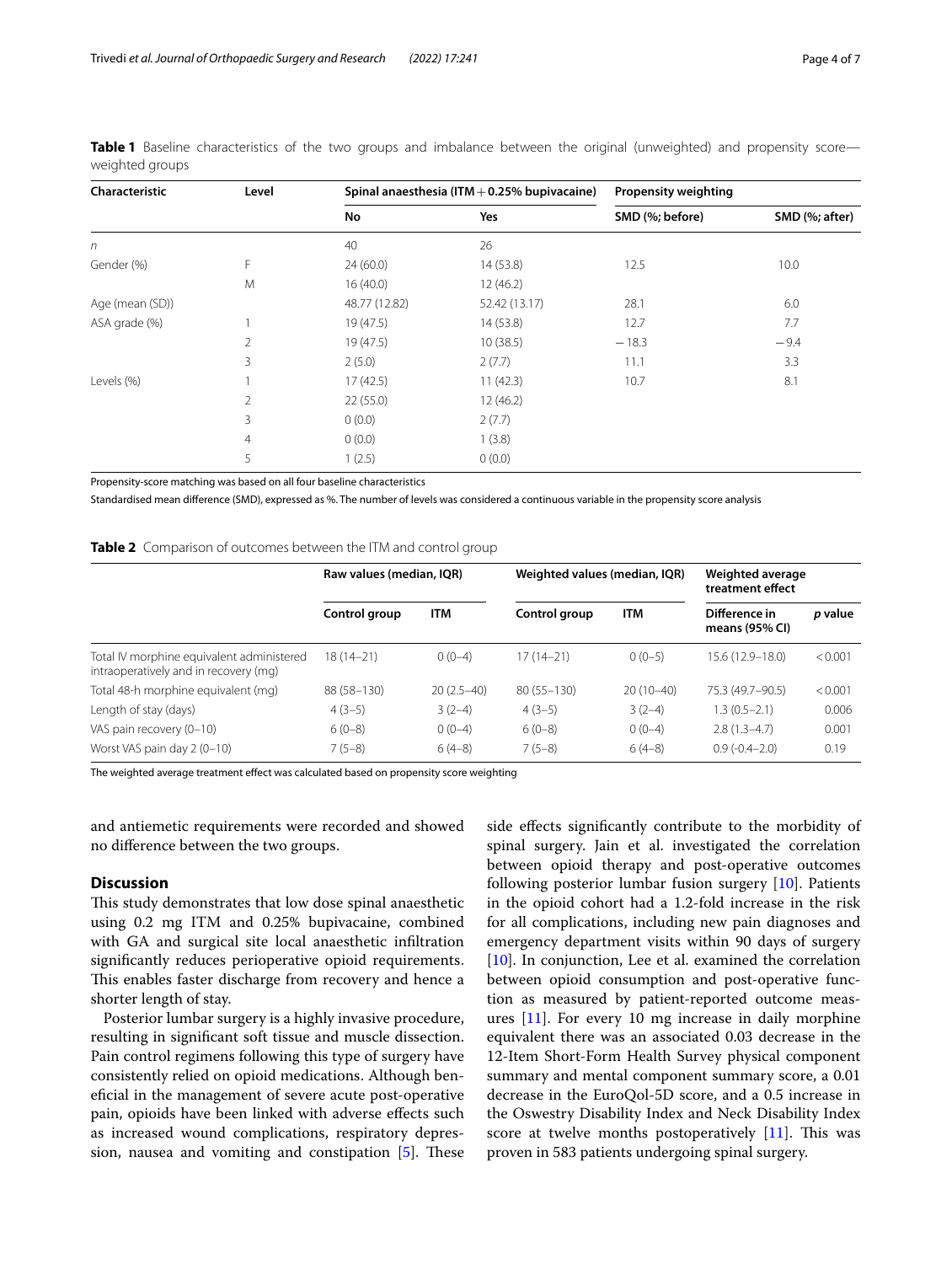**Table 1** Baseline characteristics of the two groups and imbalance between the original (unweighted) and propensity score—weighted groups

| Characteristic | Level | Spinal anaesthesia (ITM + 0.25% bupivacaine) | | Propensity weighting | |
|---|---|---|---|---|---|
| | | No | Yes | SMD (%; before) | SMD (%; after) |
| *n* | | 40 | 26 | | |
| Gender (%) | F | 24 (60.0) | 14 (53.8) | 12.5 | 10.0 |
| | M | 16 (40.0) | 12 (46.2) | | |
| Age (mean (SD)) | | 48.77 (12.82) | 52.42 (13.17) | 28.1 | 6.0 |
| ASA grade (%) | 1 | 19 (47.5) | 14 (53.8) | 12.7 | 7.7 |
| | 2 | 19 (47.5) | 10 (38.5) | −18.3 | −9.4 |
| | 3 | 2 (5.0) | 2 (7.7) | 11.1 | 3.3 |
| Levels (%) | 1 | 17 (42.5) | 11 (42.3) | 10.7 | 8.1 |
| | 2 | 22 (55.0) | 12 (46.2) | | |
| | 3 | 0 (0.0) | 2 (7.7) | | |
| | 4 | 0 (0.0) | 1 (3.8) | | |
| | 5 | 1 (2.5) | 0 (0.0) | | |

Propensity-score matching was based on all four baseline characteristics

Standardised mean difference (SMD), expressed as %. The number of levels was considered a continuous variable in the propensity score analysis

**Table 2** Comparison of outcomes between the ITM and control group

| | Raw values (median, IQR) | | Weighted values (median, IQR) | | Weighted average treatment effect | |
|---|---|---|---|---|---|---|
| | Control group | ITM | Control group | ITM | Difference in means (95% CI) | *p* value |
| Total IV morphine equivalent administered intraoperatively and in recovery (mg) | 18 (14–21) | 0 (0–4) | 17 (14–21) | 0 (0–5) | 15.6 (12.9–18.0) | < 0.001 |
| Total 48-h morphine equivalent (mg) | 88 (58–130) | 20 (2.5–40) | 80 (55–130) | 20 (10–40) | 75.3 (49.7–90.5) | < 0.001 |
| Length of stay (days) | 4 (3–5) | 3 (2–4) | 4 (3–5) | 3 (2–4) | 1.3 (0.5–2.1) | 0.006 |
| VAS pain recovery (0–10) | 6 (0–8) | 0 (0–4) | 6 (0–8) | 0 (0–4) | 2.8 (1.3–4.7) | 0.001 |
| Worst VAS pain day 2 (0–10) | 7 (5–8) | 6 (4–8) | 7 (5–8) | 6 (4–8) | 0.9 (-0.4–2.0) | 0.19 |

The weighted average treatment effect was calculated based on propensity score weighting

and antiemetic requirements were recorded and showed no difference between the two groups.

## Discussion

This study demonstrates that low dose spinal anaesthetic using 0.2 mg ITM and 0.25% bupivacaine, combined with GA and surgical site local anaesthetic infiltration significantly reduces perioperative opioid requirements. This enables faster discharge from recovery and hence a shorter length of stay.

Posterior lumbar surgery is a highly invasive procedure, resulting in significant soft tissue and muscle dissection. Pain control regimens following this type of surgery have consistently relied on opioid medications. Although beneficial in the management of severe acute post-operative pain, opioids have been linked with adverse effects such as increased wound complications, respiratory depression, nausea and vomiting and constipation [5]. These side effects significantly contribute to the morbidity of spinal surgery. Jain et al. investigated the correlation between opioid therapy and post-operative outcomes following posterior lumbar fusion surgery [10]. Patients in the opioid cohort had a 1.2-fold increase in the risk for all complications, including new pain diagnoses and emergency department visits within 90 days of surgery [10]. In conjunction, Lee et al. examined the correlation between opioid consumption and post-operative function as measured by patient-reported outcome measures [11]. For every 10 mg increase in daily morphine equivalent there was an associated 0.03 decrease in the 12-Item Short-Form Health Survey physical component summary and mental component summary score, a 0.01 decrease in the EuroQol-5D score, and a 0.5 increase in the Oswestry Disability Index and Neck Disability Index score at twelve months postoperatively [11]. This was proven in 583 patients undergoing spinal surgery.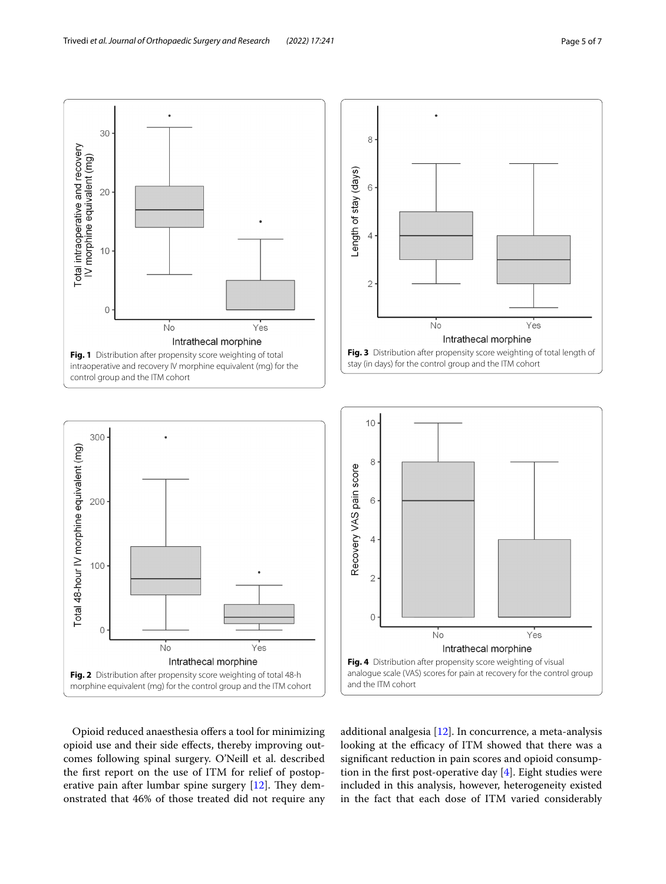Fig. 1 Distribution after propensity score weighting of total intraoperative and recovery IV morphine equivalent (mg) for the control group and the ITM cohort

Fig. 3 Distribution after propensity score weighting of total length of stay (in days) for the control group and the ITM cohort

Fig. 2 Distribution after propensity score weighting of total 48-h morphine equivalent (mg) for the control group and the ITM cohort

Fig. 4 Distribution after propensity score weighting of visual analogue scale (VAS) scores for pain at recovery for the control group and the ITM cohort

Opioid reduced anaesthesia offers a tool for minimizing opioid use and their side effects, thereby improving outcomes following spinal surgery. O'Neill et al. described the first report on the use of ITM for relief of postoperative pain after lumbar spine surgery [12]. They demonstrated that 46% of those treated did not require any additional analgesia [12]. In concurrence, a meta-analysis looking at the efficacy of ITM showed that there was a significant reduction in pain scores and opioid consumption in the first post-operative day [4]. Eight studies were included in this analysis, however, heterogeneity existed in the fact that each dose of ITM varied considerably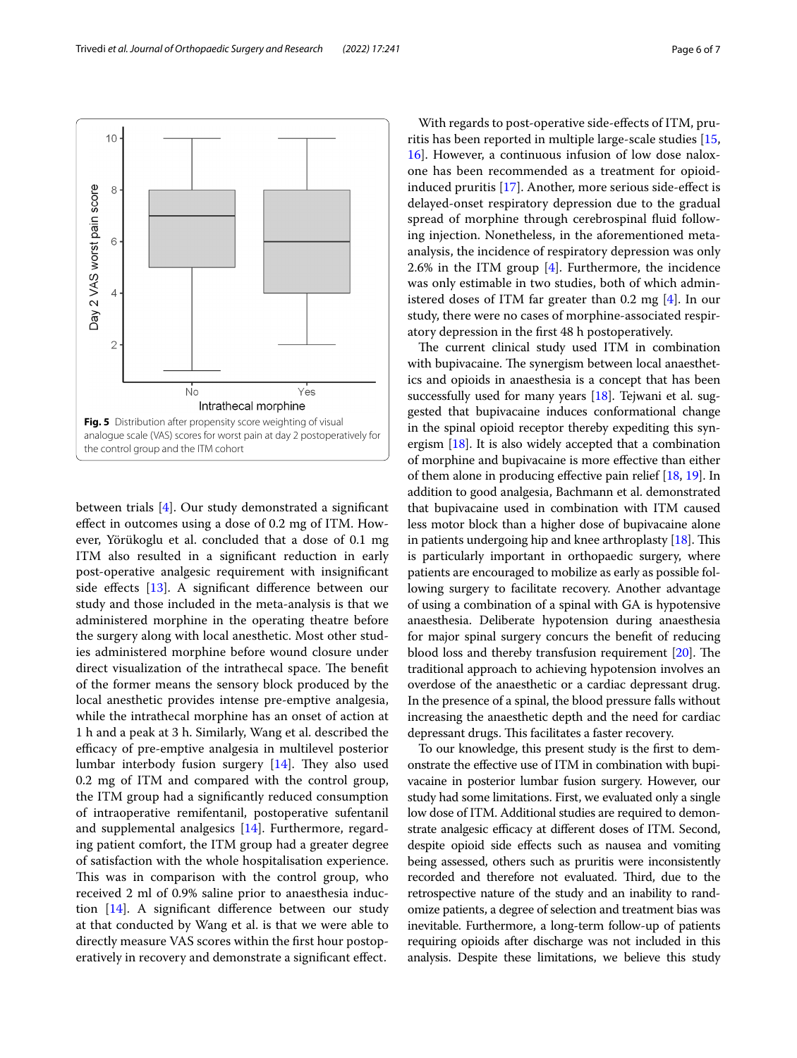Fig. 5 Distribution after propensity score weighting of visual analogue scale (VAS) scores for worst pain at day 2 postoperatively for the control group and the ITM cohort

between trials [4]. Our study demonstrated a significant effect in outcomes using a dose of 0.2 mg of ITM. However, Yörükoglu et al. concluded that a dose of 0.1 mg ITM also resulted in a significant reduction in early post-operative analgesic requirement with insignificant side effects [13]. A significant difference between our study and those included in the meta-analysis is that we administered morphine in the operating theatre before the surgery along with local anesthetic. Most other studies administered morphine before wound closure under direct visualization of the intrathecal space. The benefit of the former means the sensory block produced by the local anesthetic provides intense pre-emptive analgesia, while the intrathecal morphine has an onset of action at 1 h and a peak at 3 h. Similarly, Wang et al. described the efficacy of pre-emptive analgesia in multilevel posterior lumbar interbody fusion surgery [14]. They also used 0.2 mg of ITM and compared with the control group, the ITM group had a significantly reduced consumption of intraoperative remifentanil, postoperative sufentanil and supplemental analgesics [14]. Furthermore, regarding patient comfort, the ITM group had a greater degree of satisfaction with the whole hospitalisation experience. This was in comparison with the control group, who received 2 ml of 0.9% saline prior to anaesthesia induction [14]. A significant difference between our study at that conducted by Wang et al. is that we were able to directly measure VAS scores within the first hour postoperatively in recovery and demonstrate a significant effect.

With regards to post-operative side-effects of ITM, pruritis has been reported in multiple large-scale studies [15, 16]. However, a continuous infusion of low dose naloxone has been recommended as a treatment for opioid-induced pruritis [17]. Another, more serious side-effect is delayed-onset respiratory depression due to the gradual spread of morphine through cerebrospinal fluid following injection. Nonetheless, in the aforementioned meta-analysis, the incidence of respiratory depression was only 2.6% in the ITM group [4]. Furthermore, the incidence was only estimable in two studies, both of which administered doses of ITM far greater than 0.2 mg [4]. In our study, there were no cases of morphine-associated respiratory depression in the first 48 h postoperatively.

The current clinical study used ITM in combination with bupivacaine. The synergism between local anaesthetics and opioids in anaesthesia is a concept that has been successfully used for many years [18]. Tejwani et al. suggested that bupivacaine induces conformational change in the spinal opioid receptor thereby expediting this synergism [18]. It is also widely accepted that a combination of morphine and bupivacaine is more effective than either of them alone in producing effective pain relief [18, 19]. In addition to good analgesia, Bachmann et al. demonstrated that bupivacaine used in combination with ITM caused less motor block than a higher dose of bupivacaine alone in patients undergoing hip and knee arthroplasty [18]. This is particularly important in orthopaedic surgery, where patients are encouraged to mobilize as early as possible following surgery to facilitate recovery. Another advantage of using a combination of a spinal with GA is hypotensive anaesthesia. Deliberate hypotension during anaesthesia for major spinal surgery concurs the benefit of reducing blood loss and thereby transfusion requirement [20]. The traditional approach to achieving hypotension involves an overdose of the anaesthetic or a cardiac depressant drug. In the presence of a spinal, the blood pressure falls without increasing the anaesthetic depth and the need for cardiac depressant drugs. This facilitates a faster recovery.

To our knowledge, this present study is the first to demonstrate the effective use of ITM in combination with bupivacaine in posterior lumbar fusion surgery. However, our study had some limitations. First, we evaluated only a single low dose of ITM. Additional studies are required to demonstrate analgesic efficacy at different doses of ITM. Second, despite opioid side effects such as nausea and vomiting being assessed, others such as pruritis were inconsistently recorded and therefore not evaluated. Third, due to the retrospective nature of the study and an inability to randomize patients, a degree of selection and treatment bias was inevitable. Furthermore, a long-term follow-up of patients requiring opioids after discharge was not included in this analysis. Despite these limitations, we believe this study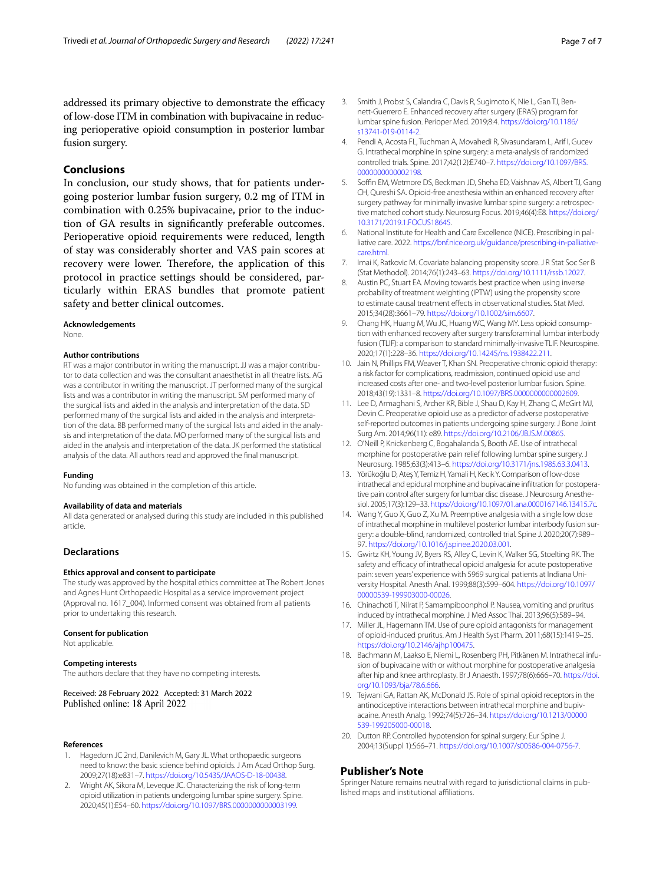addressed its primary objective to demonstrate the efficacy of low-dose ITM in combination with bupivacaine in reducing perioperative opioid consumption in posterior lumbar fusion surgery.

## Conclusions

In conclusion, our study shows, that for patients undergoing posterior lumbar fusion surgery, 0.2 mg of ITM in combination with 0.25% bupivacaine, prior to the induction of GA results in significantly preferable outcomes. Perioperative opioid requirements were reduced, length of stay was considerably shorter and VAS pain scores at recovery were lower. Therefore, the application of this protocol in practice settings should be considered, particularly within ERAS bundles that promote patient safety and better clinical outcomes.

#### Acknowledgements

None.

#### Author contributions

RT was a major contributor in writing the manuscript. JJ was a major contributor to data collection and was the consultant anaesthetist in all theatre lists. AG was a contributor in writing the manuscript. JT performed many of the surgical lists and was a contributor in writing the manuscript. SM performed many of the surgical lists and aided in the analysis and interpretation of the data. SD performed many of the surgical lists and aided in the analysis and interpretation of the data. BB performed many of the surgical lists and aided in the analysis and interpretation of the data. MO performed many of the surgical lists and aided in the analysis and interpretation of the data. JK performed the statistical analysis of the data. All authors read and approved the final manuscript.

#### Funding

No funding was obtained in the completion of this article.

#### Availability of data and materials

All data generated or analysed during this study are included in this published article.

## Declarations

#### Ethics approval and consent to participate

The study was approved by the hospital ethics committee at The Robert Jones and Agnes Hunt Orthopaedic Hospital as a service improvement project (Approval no. 1617_004). Informed consent was obtained from all patients prior to undertaking this research.

#### Consent for publication

Not applicable.

#### Competing interests

The authors declare that they have no competing interests.

Received: 28 February 2022 Accepted: 31 March 2022
Published online: 18 April 2022

#### References

1. Hagedorn JC 2nd, Danilevich M, Gary JL. What orthopaedic surgeons need to know: the basic science behind opioids. J Am Acad Orthop Surg. 2009;27(18):e831–7. https://doi.org/10.5435/JAAOS-D-18-00438.
2. Wright AK, Sikora M, Leveque JC. Characterizing the risk of long-term opioid utilization in patients undergoing lumbar spine surgery. Spine. 2020;45(1):E54–60. https://doi.org/10.1097/BRS.0000000000003199.
3. Smith J, Probst S, Calandra C, Davis R, Sugimoto K, Nie L, Gan TJ, Bennett-Guerrero E. Enhanced recovery after surgery (ERAS) program for lumbar spine fusion. Perioper Med. 2019;8:4. https://doi.org/10.1186/s13741-019-0114-2.
4. Pendi A, Acosta FL, Tuchman A, Movahedi R, Sivasundaram L, Arif I, Gucev G. Intrathecal morphine in spine surgery: a meta-analysis of randomized controlled trials. Spine. 2017;42(12):E740–7. https://doi.org/10.1097/BRS.0000000000002198.
5. Soffin EM, Wetmore DS, Beckman JD, Sheha ED, Vaishnav AS, Albert TJ, Gang CH, Qureshi SA. Opioid-free anesthesia within an enhanced recovery after surgery pathway for minimally invasive lumbar spine surgery: a retrospective matched cohort study. Neurosurg Focus. 2019;46(4):E8. https://doi.org/10.3171/2019.1.FOCUS18645.
6. National Institute for Health and Care Excellence (NICE). Prescribing in palliative care. 2022. https://bnf.nice.org.uk/guidance/prescribing-in-palliative-care.html.
7. Imai K, Ratkovic M. Covariate balancing propensity score. J R Stat Soc Ser B (Stat Methodol). 2014;76(1):243–63. https://doi.org/10.1111/rssb.12027.
8. Austin PC, Stuart EA. Moving towards best practice when using inverse probability of treatment weighting (IPTW) using the propensity score to estimate causal treatment effects in observational studies. Stat Med. 2015;34(28):3661–79. https://doi.org/10.1002/sim.6607.
9. Chang HK, Huang M, Wu JC, Huang WC, Wang MY. Less opioid consumption with enhanced recovery after surgery transforaminal lumbar interbody fusion (TLIF): a comparison to standard minimally-invasive TLIF. Neurospine. 2020;17(1):228–36. https://doi.org/10.14245/ns.1938422.211.
10. Jain N, Phillips FM, Weaver T, Khan SN. Preoperative chronic opioid therapy: a risk factor for complications, readmission, continued opioid use and increased costs after one- and two-level posterior lumbar fusion. Spine. 2018;43(19):1331–8. https://doi.org/10.1097/BRS.0000000000002609.
11. Lee D, Armaghani S, Archer KR, Bible J, Shau D, Kay H, Zhang C, McGirt MJ, Devin C. Preoperative opioid use as a predictor of adverse postoperative self-reported outcomes in patients undergoing spine surgery. J Bone Joint Surg Am. 2014;96(11): e89. https://doi.org/10.2106/JBJS.M.00865.
12. O'Neill P, Knickenberg C, Bogahalanda S, Booth AE. Use of intrathecal morphine for postoperative pain relief following lumbar spine surgery. J Neurosurg. 1985;63(3):413–6. https://doi.org/10.3171/jns.1985.63.3.0413.
13. Yörükoğlu D, Ateş Y, Temiz H, Yamali H, Kecik Y. Comparison of low-dose intrathecal and epidural morphine and bupivacaine infiltration for postoperative pain control after surgery for lumbar disc disease. J Neurosurg Anesthesiol. 2005;17(3):129–33. https://doi.org/10.1097/01.ana.0000167146.13415.7c.
14. Wang Y, Guo X, Guo Z, Xu M. Preemptive analgesia with a single low dose of intrathecal morphine in multilevel posterior lumbar interbody fusion surgery: a double-blind, randomized, controlled trial. Spine J. 2020;20(7):989–97. https://doi.org/10.1016/j.spinee.2020.03.001.
15. Gwirtz KH, Young JV, Byers RS, Alley C, Levin K, Walker SG, Stoelting RK. The safety and efficacy of intrathecal opioid analgesia for acute postoperative pain: seven years' experience with 5969 surgical patients at Indiana University Hospital. Anesth Analg. 1999;88(3):599–604. https://doi.org/10.1097/00000539-199903000-00026.
16. Chinachoti T, Nilrat P, Samarnpiboonphol P. Nausea, vomiting and pruritus induced by intrathecal morphine. J Med Assoc Thai. 2013;96(5):589–94.
17. Miller JL, Hagemann TM. Use of pure opioid antagonists for management of opioid-induced pruritus. Am J Health Syst Pharm. 2011;68(15):1419–25. https://doi.org/10.2146/ajhp100475.
18. Bachmann M, Laakso E, Niemi L, Rosenberg PH, Pitkänen M. Intrathecal infusion of bupivacaine with or without morphine for postoperative analgesia after hip and knee arthroplasty. Br J Anaesth. 1997;78(6):666–70. https://doi.org/10.1093/bja/78.6.666.
19. Tejwani GA, Rattan AK, McDonald JS. Role of spinal opioid receptors in the antinociceptive interactions between intrathecal morphine and bupivacaine. Anesth Analg. 1992;74(5):726–34. https://doi.org/10.1213/00000539-199205000-00018.
20. Dutton RP. Controlled hypotension for spinal surgery. Eur Spine J. 2004;13(Suppl 1):S66–71. https://doi.org/10.1007/s00586-004-0756-7.

## Publisher's Note

Springer Nature remains neutral with regard to jurisdictional claims in published maps and institutional affiliations.